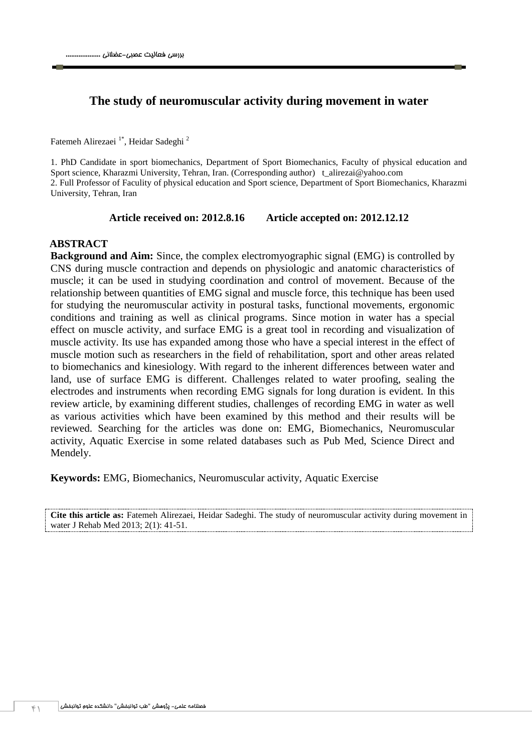# The study of neuromuscular activity during movement in water

Fatemeh Alirezaei [1*], Heidar Sadeghi [2]

1. PhD Candidate in sport biomechanics, Department of Sport Biomechanics, Faculty of physical education and Sport science, Kharazmi University, Tehran, Iran. (Corresponding author) t_alirezai@yahoo.com
2. Full Professor of Faculty of physical education and Sport science, Department of Sport Biomechanics, Kharazmi University, Tehran, Iran

**Article received on: 2012.8.16 Article accepted on: 2012.12.12**

## ABSTRACT

**Background and Aim:** Since, the complex electromyographic signal (EMG) is controlled by CNS during muscle contraction and depends on physiologic and anatomic characteristics of muscle; it can be used in studying coordination and control of movement. Because of the relationship between quantities of EMG signal and muscle force, this technique has been used for studying the neuromuscular activity in postural tasks, functional movements, ergonomic conditions and training as well as clinical programs. Since motion in water has a special effect on muscle activity, and surface EMG is a great tool in recording and visualization of muscle activity. Its use has expanded among those who have a special interest in the effect of muscle motion such as researchers in the field of rehabilitation, sport and other areas related to biomechanics and kinesiology. With regard to the inherent differences between water and land, use of surface EMG is different. Challenges related to water proofing, sealing the electrodes and instruments when recording EMG signals for long duration is evident. In this review article, by examining different studies, challenges of recording EMG in water as well as various activities which have been examined by this method and their results will be reviewed. Searching for the articles was done on: EMG, Biomechanics, Neuromuscular activity, Aquatic Exercise in some related databases such as Pub Med, Science Direct and Mendely.

**Keywords:** EMG, Biomechanics, Neuromuscular activity, Aquatic Exercise

**Cite this article as:** Fatemeh Alirezaei, Heidar Sadeghi. The study of neuromuscular activity during movement in water J Rehab Med 2013; 2(1): 41-51.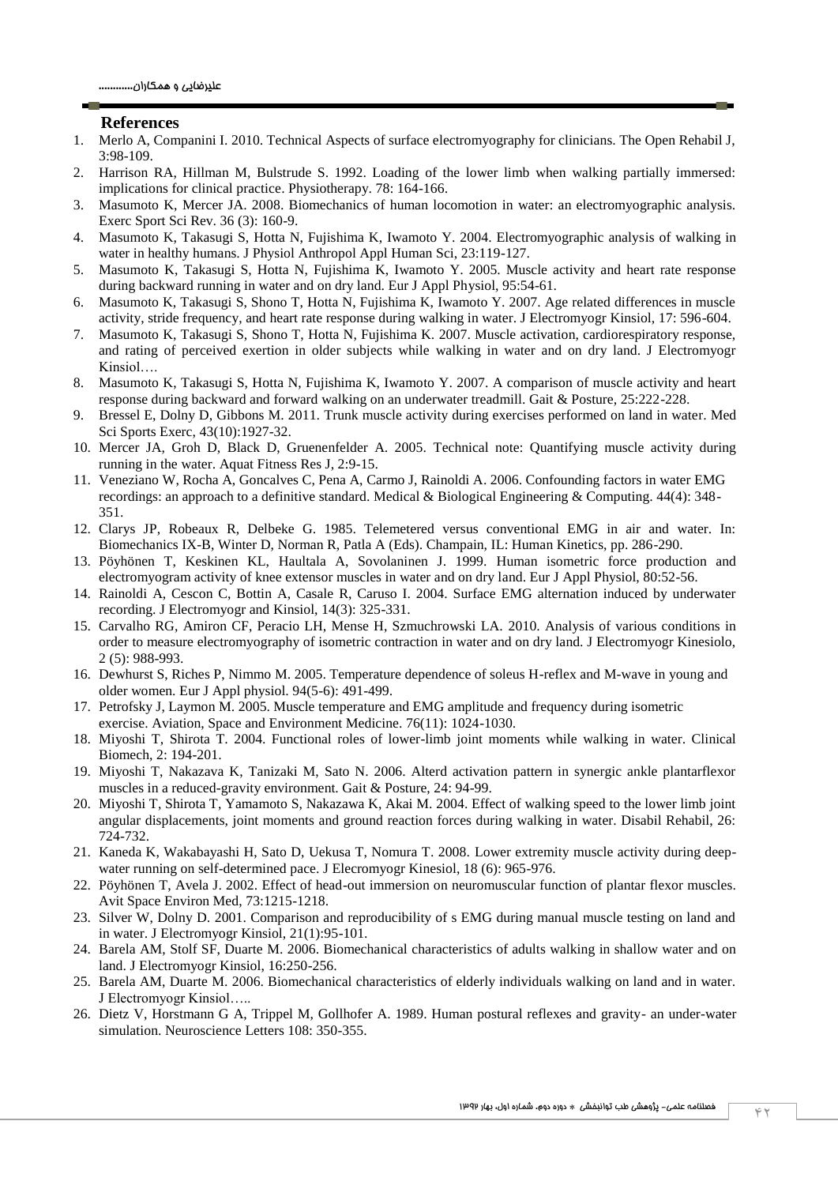## References

1. Merlo A, Companini I. 2010. Technical Aspects of surface electromyography for clinicians. The Open Rehabil J, 3:98-109.
2. Harrison RA, Hillman M, Bulstrude S. 1992. Loading of the lower limb when walking partially immersed: implications for clinical practice. Physiotherapy. 78: 164-166.
3. Masumoto K, Mercer JA. 2008. Biomechanics of human locomotion in water: an electromyographic analysis. Exerc Sport Sci Rev. 36 (3): 160-9.
4. Masumoto K, Takasugi S, Hotta N, Fujishima K, Iwamoto Y. 2004. Electromyographic analysis of walking in water in healthy humans. J Physiol Anthropol Appl Human Sci, 23:119-127.
5. Masumoto K, Takasugi S, Hotta N, Fujishima K, Iwamoto Y. 2005. Muscle activity and heart rate response during backward running in water and on dry land. Eur J Appl Physiol, 95:54-61.
6. Masumoto K, Takasugi S, Shono T, Hotta N, Fujishima K, Iwamoto Y. 2007. Age related differences in muscle activity, stride frequency, and heart rate response during walking in water. J Electromyogr Kinsiol, 17: 596-604.
7. Masumoto K, Takasugi S, Shono T, Hotta N, Fujishima K. 2007. Muscle activation, cardiorespiratory response, and rating of perceived exertion in older subjects while walking in water and on dry land. J Electromyogr Kinsiol….
8. Masumoto K, Takasugi S, Hotta N, Fujishima K, Iwamoto Y. 2007. A comparison of muscle activity and heart response during backward and forward walking on an underwater treadmill. Gait & Posture, 25:222-228.
9. Bressel E, Dolny D, Gibbons M. 2011. Trunk muscle activity during exercises performed on land in water. Med Sci Sports Exerc, 43(10):1927-32.
10. Mercer JA, Groh D, Black D, Gruenenfelder A. 2005. Technical note: Quantifying muscle activity during running in the water. Aquat Fitness Res J, 2:9-15.
11. Veneziano W, Rocha A, Goncalves C, Pena A, Carmo J, Rainoldi A. 2006. Confounding factors in water EMG recordings: an approach to a definitive standard. Medical & Biological Engineering & Computing. 44(4): 348-351.
12. Clarys JP, Robeaux R, Delbeke G. 1985. Telemetered versus conventional EMG in air and water. In: Biomechanics IX-B, Winter D, Norman R, Patla A (Eds). Champain, IL: Human Kinetics, pp. 286-290.
13. Pöyhönen T, Keskinen KL, Haultala A, Sovolaninen J. 1999. Human isometric force production and electromyogram activity of knee extensor muscles in water and on dry land. Eur J Appl Physiol, 80:52-56.
14. Rainoldi A, Cescon C, Bottin A, Casale R, Caruso I. 2004. Surface EMG alternation induced by underwater recording. J Electromyogr and Kinsiol, 14(3): 325-331.
15. Carvalho RG, Amiron CF, Peracio LH, Mense H, Szmuchrowski LA. 2010. Analysis of various conditions in order to measure electromyography of isometric contraction in water and on dry land. J Electromyogr Kinesiolo, 2 (5): 988-993.
16. Dewhurst S, Riches P, Nimmo M. 2005. Temperature dependence of soleus H-reflex and M-wave in young and older women. Eur J Appl physiol. 94(5-6): 491-499.
17. Petrofsky J, Laymon M. 2005. Muscle temperature and EMG amplitude and frequency during isometric exercise. Aviation, Space and Environment Medicine. 76(11): 1024-1030.
18. Miyoshi T, Shirota T. 2004. Functional roles of lower-limb joint moments while walking in water. Clinical Biomech, 2: 194-201.
19. Miyoshi T, Nakazava K, Tanizaki M, Sato N. 2006. Alterd activation pattern in synergic ankle plantarflexor muscles in a reduced-gravity environment. Gait & Posture, 24: 94-99.
20. Miyoshi T, Shirota T, Yamamoto S, Nakazawa K, Akai M. 2004. Effect of walking speed to the lower limb joint angular displacements, joint moments and ground reaction forces during walking in water. Disabil Rehabil, 26: 724-732.
21. Kaneda K, Wakabayashi H, Sato D, Uekusa T, Nomura T. 2008. Lower extremity muscle activity during deep-water running on self-determined pace. J Elecromyogr Kinesiol, 18 (6): 965-976.
22. Pöyhönen T, Avela J. 2002. Effect of head-out immersion on neuromuscular function of plantar flexor muscles. Avit Space Environ Med, 73:1215-1218.
23. Silver W, Dolny D. 2001. Comparison and reproducibility of s EMG during manual muscle testing on land and in water. J Electromyogr Kinsiol, 21(1):95-101.
24. Barela AM, Stolf SF, Duarte M. 2006. Biomechanical characteristics of adults walking in shallow water and on land. J Electromyogr Kinsiol, 16:250-256.
25. Barela AM, Duarte M. 2006. Biomechanical characteristics of elderly individuals walking on land and in water. J Electromyogr Kinsiol…..
26. Dietz V, Horstmann G A, Trippel M, Gollhofer A. 1989. Human postural reflexes and gravity- an under-water simulation. Neuroscience Letters 108: 350-355.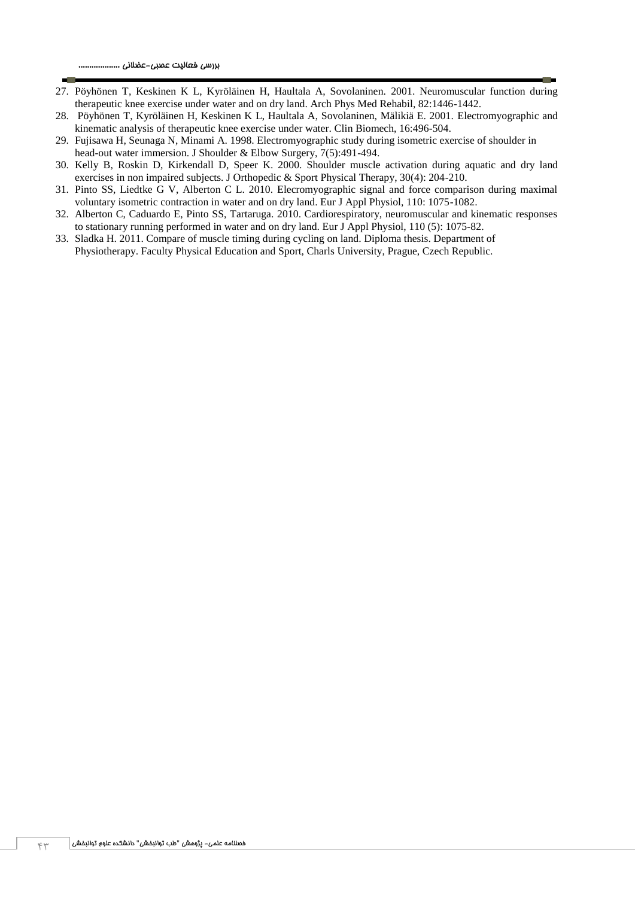27. Pöyhönen T, Keskinen K L, Kyröläinen H, Haultala A, Sovolaninen. 2001. Neuromuscular function during therapeutic knee exercise under water and on dry land. Arch Phys Med Rehabil, 82:1446-1442.
28. Pöyhönen T, Kyröläinen H, Keskinen K L, Haultala A, Sovolaninen, Mälikiä E. 2001. Electromyographic and kinematic analysis of therapeutic knee exercise under water. Clin Biomech, 16:496-504.
29. Fujisawa H, Seunaga N, Minami A. 1998. Electromyographic study during isometric exercise of shoulder in head-out water immersion. J Shoulder & Elbow Surgery, 7(5):491-494.
30. Kelly B, Roskin D, Kirkendall D, Speer K. 2000. Shoulder muscle activation during aquatic and dry land exercises in non impaired subjects. J Orthopedic & Sport Physical Therapy, 30(4): 204-210.
31. Pinto SS, Liedtke G V, Alberton C L. 2010. Elecromyographic signal and force comparison during maximal voluntary isometric contraction in water and on dry land. Eur J Appl Physiol, 110: 1075-1082.
32. Alberton C, Caduardo E, Pinto SS, Tartaruga. 2010. Cardiorespiratory, neuromuscular and kinematic responses to stationary running performed in water and on dry land. Eur J Appl Physiol, 110 (5): 1075-82.
33. Sladka H. 2011. Compare of muscle timing during cycling on land. Diploma thesis. Department of Physiotherapy. Faculty Physical Education and Sport, Charls University, Prague, Czech Republic.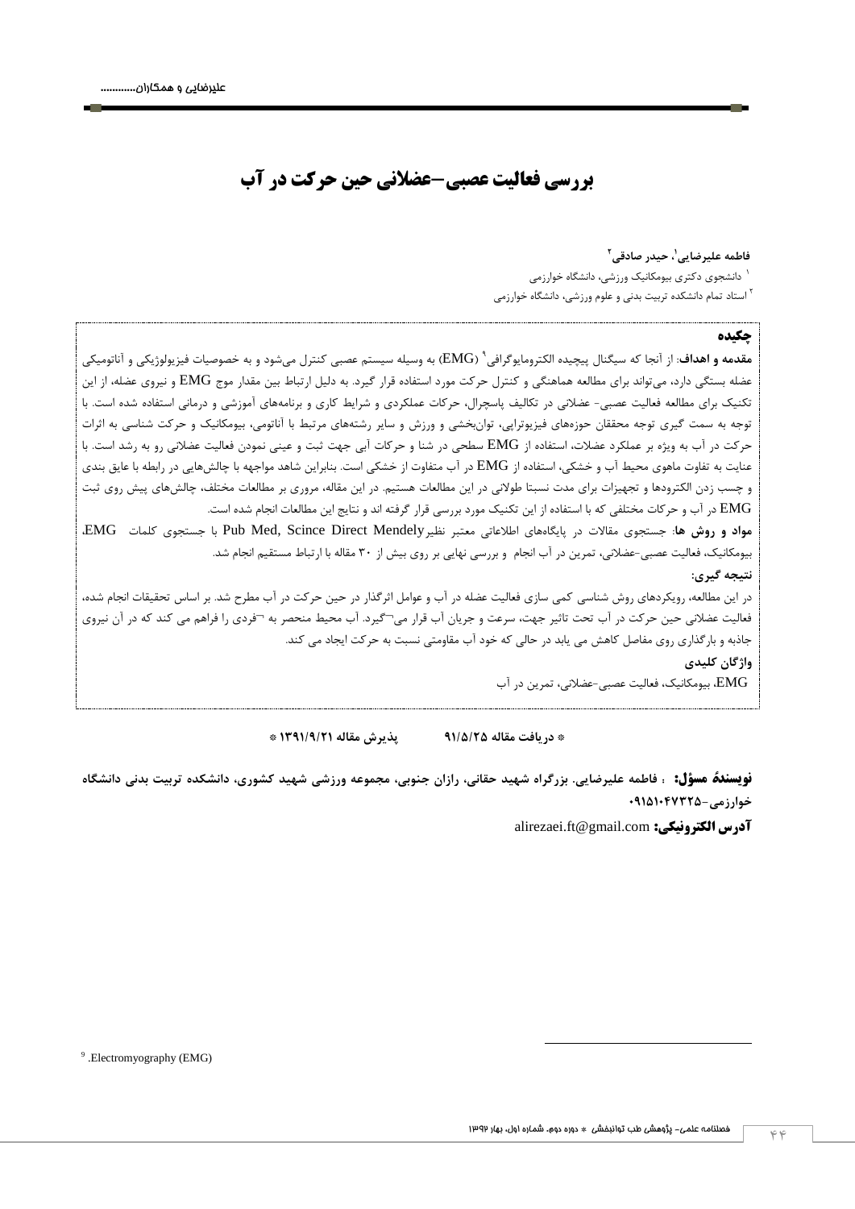# بررسی فعالیت عصبی–عضلانی حین حرکت در آب

**فاطمه علیرضایی[1]، حیدر صادقی[2]**

[1] دانشجوی دکتری بیومکانیک ورزشی، دانشگاه خوارزمی

[2] استاد تمام دانشکده تربیت بدنی و علوم ورزشی، دانشگاه خوارزمی

## چکیده

**مقدمه و اهداف**: از آنجا که سیگنال پیچیده الکترومایوگرافی[9] (EMG) به وسیله سیستم عصبی کنترل می‌شود و به خصوصیات فیزیولوژیکی و آناتومیکی عضله بستگی دارد، می‌تواند برای مطالعه هماهنگی و کنترل حرکت مورد استفاده قرار گیرد. به دلیل ارتباط بین مقدار موج EMG و نیروی عضله، از این تکنیک برای مطالعه فعالیت عصبی- عضلانی در تکالیف پاسچرال، حرکات عملکردی و شرایط کاری و برنامه‌های آموزشی و درمانی استفاده شده است. با توجه به سمت گیری توجه محققان حوزه‌های فیزیوتراپی، توان‌بخشی و ورزش و سایر رشته‌های مرتبط با آناتومی، بیومکانیک و حرکت شناسی به اثرات حرکت در آب به ویژه بر عملکرد عضلات، استفاده از EMG سطحی در شنا و حرکات آبی جهت ثبت و عینی نمودن فعالیت عضلانی رو به رشد است. با عنایت به تفاوت ماهوی محیط آب و خشکی، استفاده از EMG در آب متفاوت از خشکی است. بنابراین شاهد مواجهه با چالش‌هایی در رابطه با عایق بندی و چسب زدن الکترودها و تجهیزات برای مدت نسبتا طولانی در این مطالعات هستیم. در این مقاله، مروری بر مطالعات مختلف، چالش‌های پیش روی ثبت EMG در آب و حرکات مختلفی که با استفاده از این تکنیک مورد بررسی قرار گرفته اند و نتایج این مطالعات انجام شده است.

**مواد و روش ها**: جستجوی مقالات در پایگاه‌های اطلاعاتی معتبر نظیرPub Med, Scince Direct Mendely با جستجوی کلمات EMG، بیومکانیک، فعالیت عصبی-عضلانی، تمرین در آب انجام و بررسی نهایی بر روی بیش از ۳۰ مقاله با ارتباط مستقیم انجام شد.

**نتیجه گیری**:

در این مطالعه، رویکردهای روش شناسی کمی سازی فعالیت عضله در آب و عوامل اثرگذار در حین حرکت در آب مطرح شد. بر اساس تحقیقات انجام شده، فعالیت عضلانی حین حرکت در آب تحت تاثیر جهت، سرعت و جریان آب قرار می‌گیرد. آب محیط منحصر به فردی را فراهم می کند که در آن نیروی جاذبه و بارگذاری روی مفاصل کاهش می یابد در حالی که خود آب مقاومتی نسبت به حرکت ایجاد می کند.

**واژگان کلیدی**

EMG، بیومکانیک، فعالیت عصبی-عضلانی، تمرین در آب

* دریافت مقاله ۹۱/۵/۲۵ پذیرش مقاله ۱۳۹۱/۹/۲۱ *

**نویسندهٔ مسؤل:** : فاطمه علیرضایی. بزرگراه شهید حقانی، رازان جنوبی، مجموعه ورزشی شهید کشوری، دانشکده تربیت بدنی دانشگاه خوارزمی-۰۹۱۵۱۰۴۷۳۲۵

**آدرس الکترونیکی:** alirezaei.ft@gmail.com

[9] .Electromyography (EMG)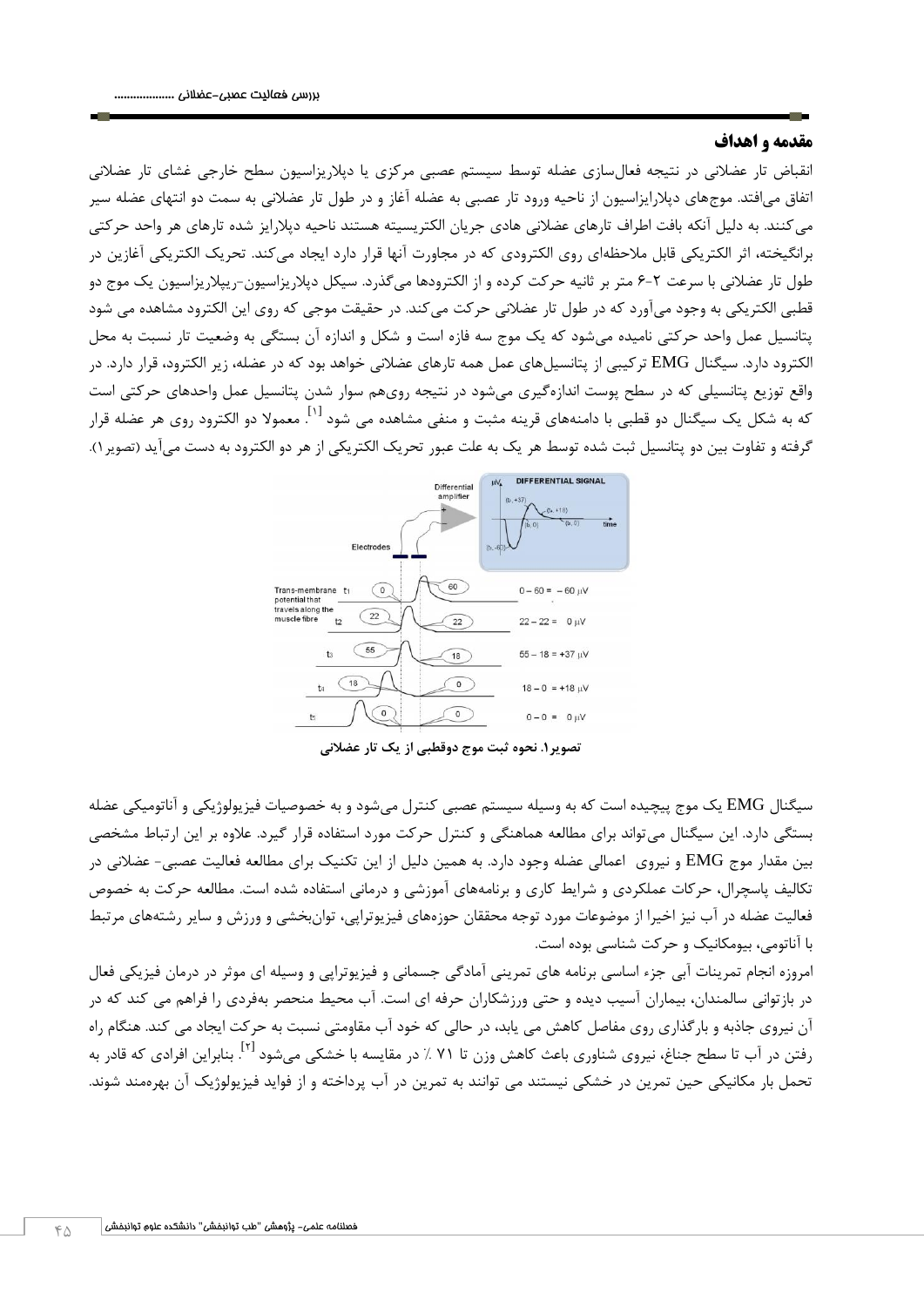## مقدمه و اهداف

انقباض تار عضلانی در نتیجه فعال‌سازی عضله توسط سیستم عصبی مرکزی یا دپلاریزاسیون سطح خارجی غشای تار عضلانی اتفاق می‌افتد. موج‌های دپلاریزاسیون از ناحیه ورود تار عصبی به عضله آغاز و در طول تار عضلانی به سمت دو انتهای عضله سیر می‌کنند. به دلیل آنکه بافت اطراف تارهای عضلانی هادی جریان الکتریسیته هستند ناحیه دپلاریز شده تارهای هر واحد حرکتی برانگیخته، اثر الکتریکی قابل ملاحظه‌ای روی الکترودی که در مجاورت آنها قرار دارد ایجاد می‌کند. تحریک الکتریکی آغازین در طول تار عضلانی با سرعت ۲-۶ متر بر ثانیه حرکت کرده و از الکترودها می‌گذرد. سیکل دپلاریزاسیون-رپیلاریزاسیون یک موج دو قطبی الکتریکی به وجود می‌آورد که در طول تار عضلانی حرکت می‌کند. در حقیقت موجی که روی این الکترود مشاهده می شود پتانسیل عمل واحد حرکتی نامیده می‌شود که یک موج سه فازه است و شکل و اندازه آن بستگی به وضعیت تار نسبت به محل الکترود دارد. سیگنال EMG ترکیبی از پتانسیل‌های عمل همه تارهای عضلانی خواهد بود که در عضله، زیر الکترود، قرار دارد. در واقع توزیع پتانسیلی که در سطح پوست اندازه‌گیری می‌شود در نتیجه روی‌هم سوار شدن پتانسیل عمل واحدهای حرکتی است که به شکل یک سیگنال دو قطبی با دامنه‌های قرینه مثبت و منفی مشاهده می شود [۱]. معمولا دو الکترود روی هر عضله قرار گرفته و تفاوت بین دو پتانسیل ثبت شده توسط هر یک به علت عبور تحریک الکتریکی از هر دو الکترود به دست می‌آید (تصویر۱).

**تصویر۱. نحوه ثبت موج دوقطبی از یک تار عضلانی**

سیگنال EMG یک موج پیچیده است که به وسیله سیستم عصبی کنترل می‌شود و به خصوصیات فیزیولوژیکی و آناتومیکی عضله بستگی دارد. این سیگنال می‌تواند برای مطالعه هماهنگی و کنترل حرکت مورد استفاده قرار گیرد. علاوه بر این ارتباط مشخصی بین مقدار موج EMG و نیروی اعمالی عضله وجود دارد. به همین دلیل از این تکنیک برای مطالعه فعالیت عصبی- عضلانی در تکالیف پاسچرال، حرکات عملکردی و شرایط کاری و برنامه‌های آموزشی و درمانی استفاده شده است. مطالعه حرکت به خصوص فعالیت عضله در آب نیز اخیرا از موضوعات مورد توجه محققان حوزه‌های فیزیوتراپی، توان‌بخشی و ورزش و سایر رشته‌های مرتبط با آناتومی، بیومکانیک و حرکت شناسی بوده است.

امروزه انجام تمرینات آبی جزء اساسی برنامه های تمرینی آمادگی جسمانی و فیزیوتراپی و وسیله ای موثر در درمان فیزیکی فعال در بازتوانی سالمندان، بیماران آسیب دیده و حتی ورزشکاران حرفه ای است. آب محیط منحصر به‌فردی را فراهم می کند که در آن نیروی جاذبه و بارگذاری روی مفاصل کاهش می یابد، در حالی که خود آب مقاومتی نسبت به حرکت ایجاد می کند. هنگام راه رفتن در آب تا سطح جناغ، نیروی شناوری باعث کاهش وزن تا ۷۱ ٪ در مقایسه با خشکی می‌شود [۲]. بنابراین افرادی که قادر به تحمل بار مکانیکی حین تمرین در خشکی نیستند می توانند به تمرین در آب پرداخته و از فواید فیزیولوژیک آن بهره‌مند شوند.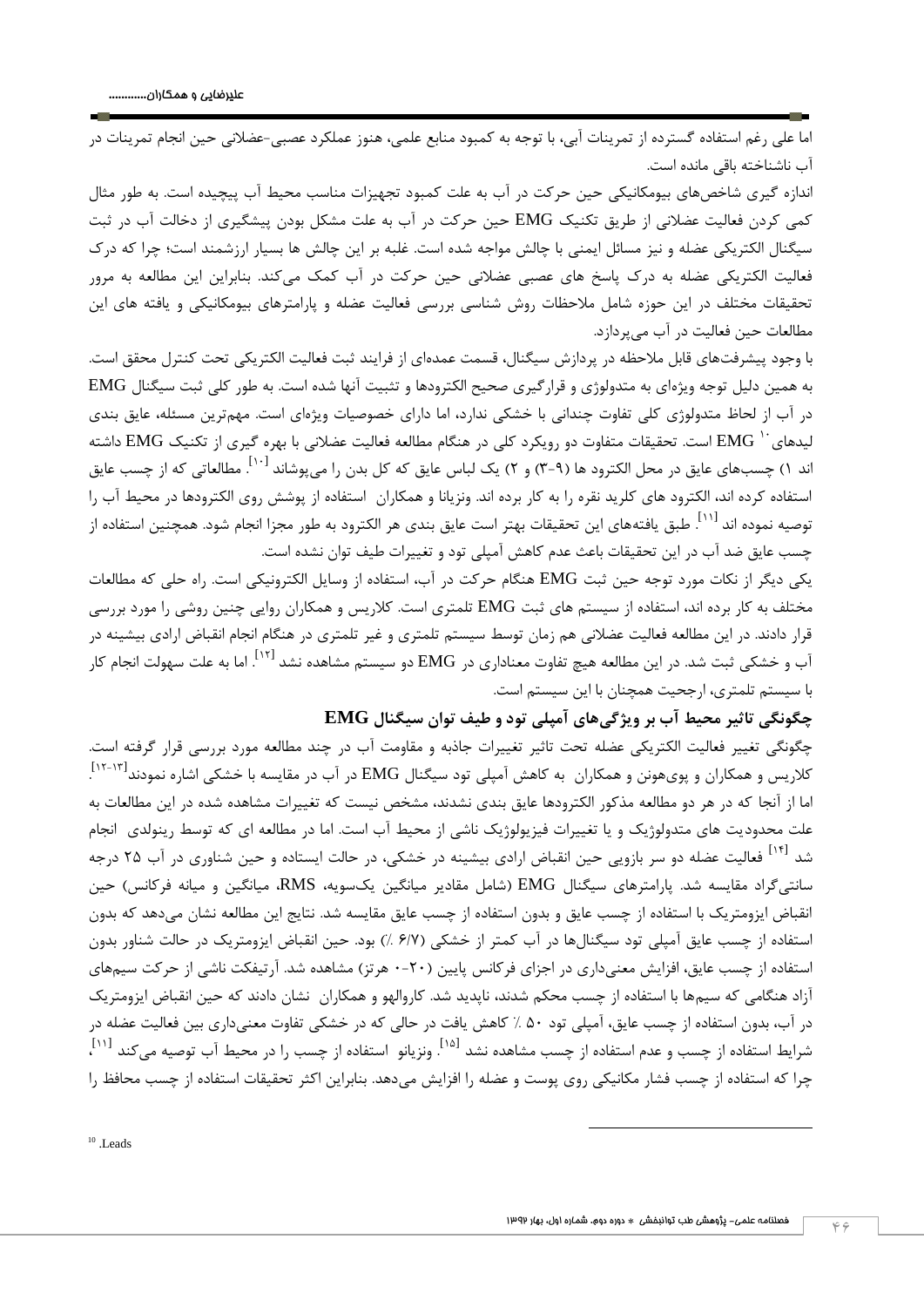اما علی رغم استفاده گسترده از تمرینات آبی، با توجه به کمبود منابع علمی، هنوز عملکرد عصبی-عضلانی حین انجام تمرینات در آب ناشناخته باقی مانده است.

اندازه گیری شاخص‌های بیومکانیکی حین حرکت در آب به علت کمبود تجهیزات مناسب محیط آب پیچیده است. به طور مثال کمی کردن فعالیت عضلانی از طریق تکنیک EMG حین حرکت در آب به علت مشکل بودن پیشگیری از دخالت آب در ثبت سیگنال الکتریکی عضله و نیز مسائل ایمنی با چالش مواجه شده است. غلبه بر این چالش ها بسیار ارزشمند است؛ چرا که درک فعالیت الکتریکی عضله به درک پاسخ های عصبی عضلانی حین حرکت در آب کمک می‌کند. بنابراین این مطالعه به مرور تحقیقات مختلف در این حوزه شامل ملاحظات روش شناسی بررسی فعالیت عضله و پارامترهای بیومکانیکی و یافته های این مطالعات حین فعالیت در آب می‌پردازد.

با وجود پیشرفت‌های قابل ملاحظه در پردازش سیگنال، قسمت عمده‌ای از فرایند ثبت فعالیت الکتریکی تحت کنترل محقق است. به همین دلیل توجه ویژه‌ای به متدولوژی و قرارگیری صحیح الکترودها و تثبیت آنها شده است. به طور کلی ثبت سیگنال EMG در آب از لحاظ متدولوژی کلی تفاوت چندانی با خشکی ندارد، اما دارای خصوصیات ویژه‌ای است. مهم‌ترین مسئله، عایق بندی لیدهای[10] EMG است. تحقیقات متفاوت دو رویکرد کلی در هنگام مطالعه فعالیت عضلانی با بهره گیری از تکنیک EMG داشته اند ۱) چسب‌های عایق در محل الکترود ها (۹-۳) و ۲) یک لباس عایق که کل بدن را می‌پوشاند [۱۰]. مطالعاتی که از چسب عایق استفاده کرده اند، الکترود های کلرید نقره را به کار برده اند. ونزیانا و همکاران استفاده از پوشش روی الکترودها در محیط آب را توصیه نموده اند [۱۱]. طبق یافته‌های این تحقیقات بهتر است عایق بندی هر الکترود به طور مجزا انجام شود. همچنین استفاده از چسب عایق ضد آب در این تحقیقات باعث عدم کاهش آمپلی تود و تغییرات طیف توان نشده است.

یکی دیگر از نکات مورد توجه حین ثبت EMG هنگام حرکت در آب، استفاده از وسایل الکترونیکی است. راه حلی که مطالعات مختلف به کار برده اند، استفاده از سیستم های ثبت EMG تلمتری است. کلاریس و همکاران روایی چنین روشی را مورد بررسی قرار دادند. در این مطالعه فعالیت عضلانی هم زمان توسط سیستم تلمتری و غیر تلمتری در هنگام انجام انقباض ارادی بیشینه در آب و خشکی ثبت شد. در این مطالعه هیچ تفاوت معناداری در EMG دو سیستم مشاهده نشد [۱۲]. اما به علت سهولت انجام کار با سیستم تلمتری، ارجحیت همچنان با این سیستم است.

### چگونگی تاثیر محیط آب بر ویژگی‌های آمپلی تود و طیف توان سیگنال EMG

چگونگی تغییر فعالیت الکتریکی عضله تحت تاثیر تغییرات جاذبه و مقاومت آب در چند مطالعه مورد بررسی قرار گرفته است. کلاریس و همکاران و پوی‌هونن و همکاران به کاهش آمپلی تود سیگنال EMG در آب در مقایسه با خشکی اشاره نمودند[۱۳-۱۲]. اما از آنجا که در هر دو مطالعه مذکور الکترودها عایق بندی نشدند، مشخص نیست که تغییرات مشاهده شده در این مطالعات به علت محدودیت های متدولوژیک و یا تغییرات فیزیولوژیک ناشی از محیط آب است. اما در مطالعه ای که توسط رینولدی انجام شد [۱۴] فعالیت عضله دو سر بازویی حین انقباض ارادی بیشینه در خشکی، در حالت ایستاده و حین شناوری در آب ۲۵ درجه سانتی‌گراد مقایسه شد. پارامترهای سیگنال EMG (شامل مقادیر میانگین یک‌سویه، RMS، میانگین و میانه فرکانس) حین انقباض ایزومتریک با استفاده از چسب عایق و بدون استفاده از چسب عایق مقایسه شد. نتایج این مطالعه نشان می‌دهد که بدون استفاده از چسب عایق آمپلی تود سیگنال‌ها در آب کمتر از خشکی (۶/۷ ٪) بود. حین انقباض ایزومتریک در حالت شناور بدون استفاده از چسب عایق، افزایش معنی‌داری در اجزای فرکانس پایین (۲۰-۰ هرتز) مشاهده شد. آرتیفکت ناشی از حرکت سیم‌های آزاد هنگامی که سیم‌ها با استفاده از چسب محکم شدند، ناپدید شد. کاروالهو و همکاران نشان دادند که حین انقباض ایزومتریک در آب، بدون استفاده از چسب عایق، آمپلی تود ۵۰ ٪ کاهش یافت در حالی که در خشکی تفاوت معنی‌داری بین فعالیت عضله در شرایط استفاده از چسب و عدم استفاده از چسب مشاهده نشد [۱۵]. ونزیانو استفاده از چسب را در محیط آب توصیه می‌کند [۱۱]، چرا که استفاده از چسب فشار مکانیکی روی پوست و عضله را افزایش می‌دهد. بنابراین اکثر تحقیقات استفاده از چسب محافظ را

---

[10] .Leads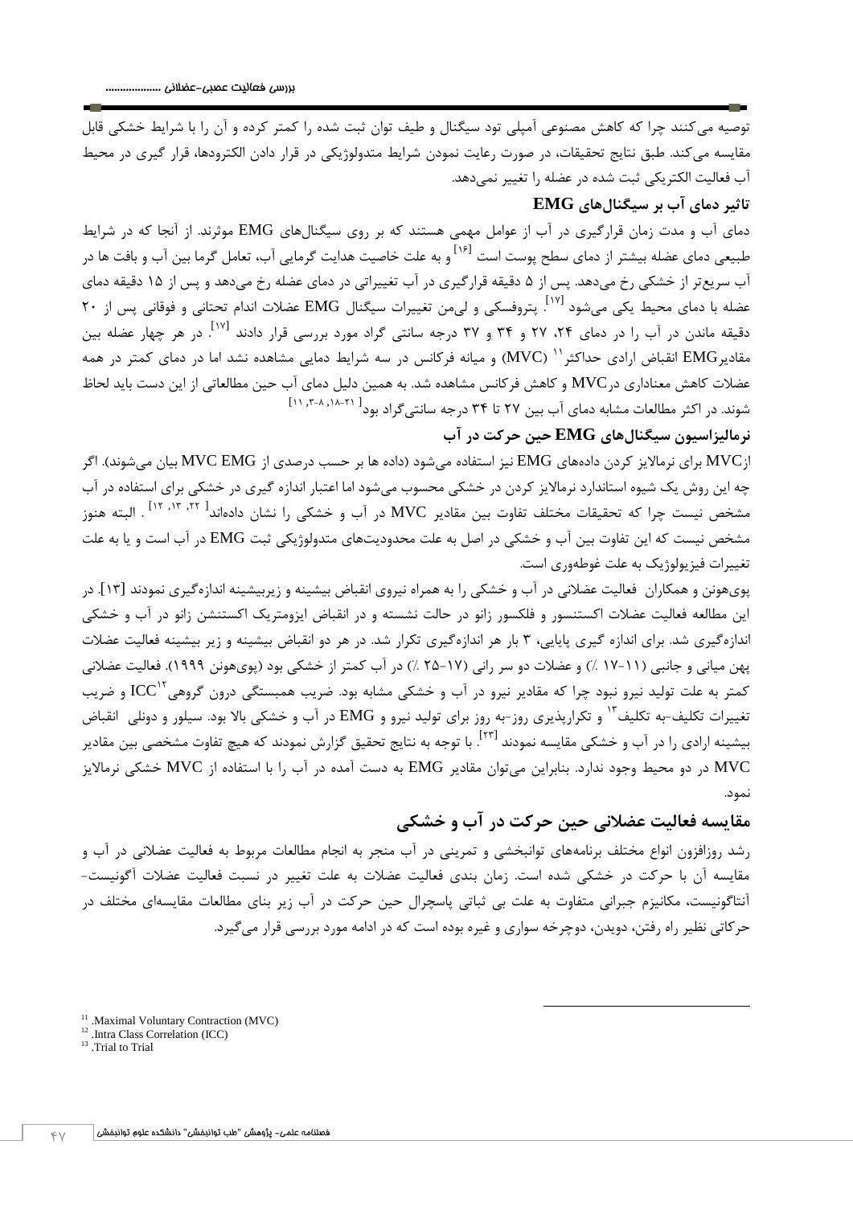توصیه می‌کنند چرا که کاهش مصنوعی آمپلی تود سیگنال و طیف توان ثبت شده را کمتر کرده و آن را با شرایط خشکی قابل مقایسه می‌کند. طبق نتایج تحقیقات، در صورت رعایت نمودن شرایط متدولوژیکی در قرار دادن الکترودها، قرار گیری در محیط آب فعالیت الکتریکی ثبت شده در عضله را تغییر نمی‌دهد.

### تاثیر دمای آب بر سیگنال‌های EMG

دمای آب و مدت زمان قرارگیری در آب از عوامل مهمی هستند که بر روی سیگنال‌های EMG موثرند. از آنجا که در شرایط طبیعی دمای عضله بیشتر از دمای سطح پوست است [۱۶] و به علت خاصیت هدایت گرمایی آب، تعامل گرما بین آب و بافت ها در آب سریع‌تر از خشکی رخ می‌دهد. پس از ۵ دقیقه قرارگیری در آب تغییراتی در دمای عضله رخ می‌دهد و پس از ۱۵ دقیقه دمای عضله با دمای محیط یکی می‌شود [۱۷]. پتروفسکی و لی‌من تغییرات سیگنال EMG عضلات اندام تحتانی و فوقانی پس از ۲۰ دقیقه ماندن در آب را در دمای ۲۴، ۲۷ و ۳۴ و ۳۷ درجه سانتی گراد مورد بررسی قرار دادند [۱۷]. در هر چهار عضله بین مقادیرEMG انقباض ارادی حداکثر[۱۱] (MVC) و میانه فرکانس در سه شرایط دمایی مشاهده نشد اما در دمای کمتر در همه عضلات کاهش معناداری درMVC و کاهش فرکانس مشاهده شد. به همین دلیل دمای آب حین مطالعاتی از این دست باید لحاظ شوند. در اکثر مطالعات مشابه دمای آب بین ۲۷ تا ۳۴ درجه سانتی‌گراد بود[۲۱-۱۸، ۸-۳، ۱۱]

### نرمالیزاسیون سیگنال‌های EMG حین حرکت در آب

ازMVC برای نرمالایز کردن داده‌های EMG نیز استفاده می‌شود (داده ها بر حسب درصدی از MVC EMG بیان می‌شوند). اگر چه این روش یک شیوه استاندارد نرمالایز کردن در خشکی محسوب می‌شود اما اعتبار اندازه گیری در خشکی برای استفاده در آب مشخص نیست چرا که تحقیقات مختلف تفاوت بین مقادیر MVC در آب و خشکی را نشان داده‌اند[۲۲، ۱۳، ۱۲] . البته هنوز مشخص نیست که این تفاوت بین آب و خشکی در اصل به علت محدودیت‌های متدولوژیکی ثبت EMG در آب است و یا به علت تغییرات فیزیولوژیک به علت غوطه‌وری است.

پوی‌هونن و همکاران فعالیت عضلانی در آب و خشکی را به همراه نیروی انقباض بیشینه و زیربیشینه اندازه‌گیری نمودند [۱۳]. در این مطالعه فعالیت عضلات اکستنسور و فلکسور زانو در حالت نشسته و در انقباض ایزومتریک اکستنشن زانو در آب و خشکی اندازه‌گیری شد. برای اندازه گیری پایایی، ۳ بار هر اندازه‌گیری تکرار شد. در هر دو انقباض بیشینه و زیر بیشینه فعالیت عضلات پهن میانی و جانبی (۱۱-۱۷ ٪) و عضلات دو سر رانی (۱۷-۲۵ ٪) در آب کمتر از خشکی بود (پوی‌هونن ۱۹۹۹). فعالیت عضلانی کمتر به علت تولید نیرو نبود چرا که مقادیر نیرو در آب و خشکی مشابه بود. ضریب همبستگی درون گروهی ICC[۱۲] و ضریب تغییرات تکلیف-به تکلیف[۱۳] و تکرارپذیری روز–به روز برای تولید نیرو و EMG در آب و خشکی بالا بود. سیلور و دونلی انقباض بیشینه ارادی را در آب و خشکی مقایسه نمودند [۲۳]. با توجه به نتایج تحقیق گزارش نمودند که هیچ تفاوت مشخصی بین مقادیر MVC در دو محیط وجود ندارد. بنابراین می‌توان مقادیر EMG به دست آمده در آب را با استفاده از MVC خشکی نرمالایز نمود.

## مقایسه فعالیت عضلانی حین حرکت در آب و خشکی

رشد روزافزون انواع مختلف برنامه‌های توانبخشی و تمرینی در آب منجر به انجام مطالعات مربوط به فعالیت عضلانی در آب و مقایسه آن با حرکت در خشکی شده است. زمان بندی فعالیت عضلات به علت تغییر در نسبت فعالیت عضلات آگونیست-آنتاگونیست، مکانیزم جبرانی متفاوت به علت بی ثباتی پاسچرال حین حرکت در آب زیر بنای مطالعات مقایسه‌ای مختلف در حرکاتی نظیر راه رفتن، دویدن، دوچرخه سواری و غیره بوده است که در ادامه مورد بررسی قرار می‌گیرد.

---

[11] .Maximal Voluntary Contraction (MVC)
[12] .Intra Class Correlation (ICC)
[13] .Trial to Trial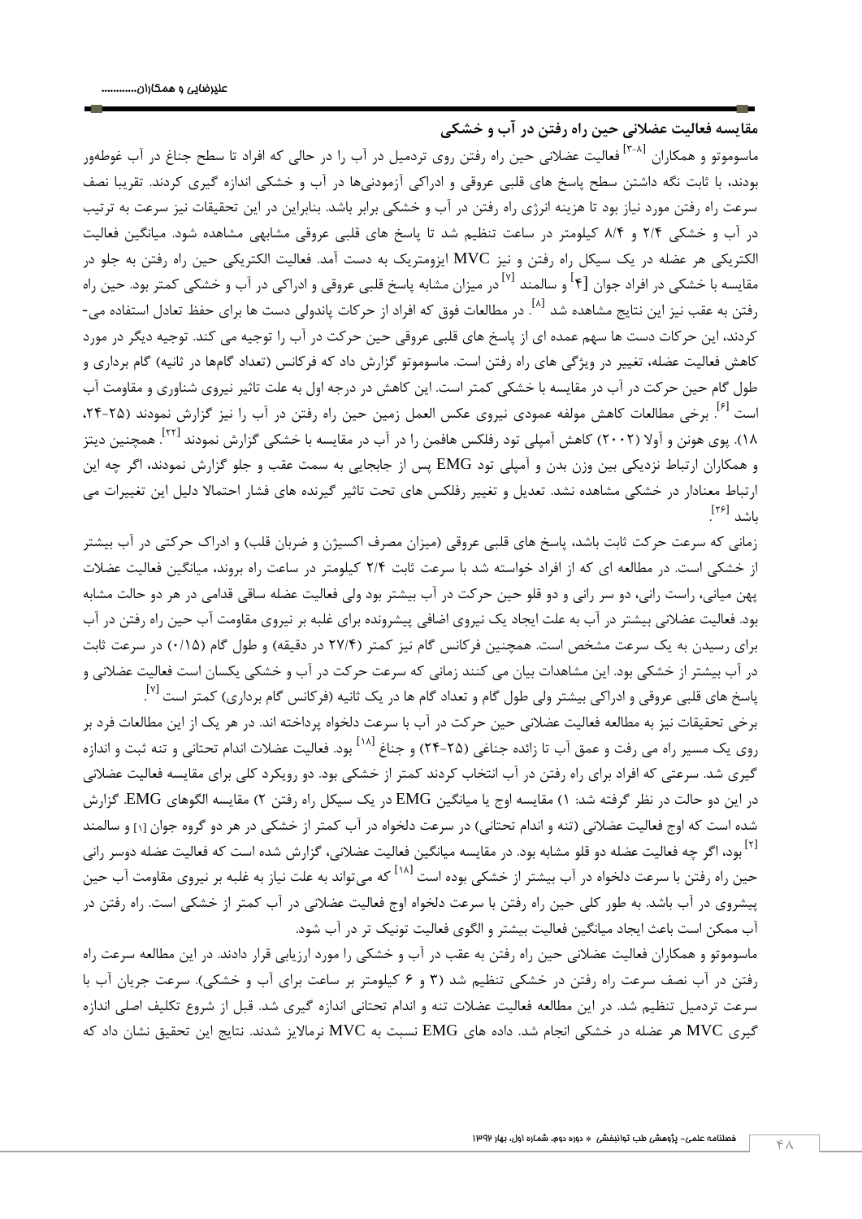## مقایسه فعالیت عضلانی حین راه رفتن در آب و خشکی

ماسوموتو و همکاران [۸-۳] فعالیت عضلانی حین راه رفتن روی تردمیل در آب را در حالی که افراد تا سطح جناغ در آب غوطه‌ور بودند، با ثابت نگه داشتن سطح پاسخ های قلبی عروقی و ادراکی آزمودنی‌ها در آب و خشکی اندازه گیری کردند. تقریبا نصف سرعت راه رفتن مورد نیاز بود تا هزینه انرژی راه رفتن در آب و خشکی برابر باشد. بنابراین در این تحقیقات نیز سرعت به ترتیب در آب و خشکی ۲/۴ و ۸/۴ کیلومتر در ساعت تنظیم شد تا پاسخ های قلبی عروقی مشابهی مشاهده شود. میانگین فعالیت الکتریکی هر عضله در یک سیکل راه رفتن و نیز MVC ایزومتریک به دست آمد. فعالیت الکتریکی حین راه رفتن به جلو در مقایسه با خشکی در افراد جوان [۴] و سالمند [۷] در میزان مشابه پاسخ قلبی عروقی و ادراکی در آب و خشکی کمتر بود. حین راه رفتن به عقب نیز این نتایج مشاهده شد [۸]. در مطالعات فوق که افراد از حرکات پاندولی دست ها برای حفظ تعادل استفاده می‌کردند، این حرکات دست ها سهم عمده ای از پاسخ های قلبی عروقی حین حرکت در آب را توجیه می کند. توجیه دیگر در مورد کاهش فعالیت عضله، تغییر در ویژگی های راه رفتن است. ماسوموتو گزارش داد که فرکانس (تعداد گام‌ها در ثانیه) گام برداری و طول گام حین حرکت در آب در مقایسه با خشکی کمتر است. این کاهش در درجه اول به علت تاثیر نیروی شناوری و مقاومت آب است [۶]. برخی مطالعات کاهش مولفه عمودی نیروی عکس العمل زمین حین راه رفتن در آب را نیز گزارش نمودند (۲۵-۲۴، ۱۸). پوی هونن و آولا (۲۰۰۲) کاهش آمپلی تود رفلکس هافمن را در آب در مقایسه با خشکی گزارش نمودند [۲۲]. همچنین دیتز و همکاران ارتباط نزدیکی بین وزن بدن و آمپلی تود EMG پس از جابجایی به سمت عقب و جلو گزارش نمودند، اگر چه این ارتباط معنادار در خشکی مشاهده نشد. تعدیل و تغییر رفلکس های تحت تاثیر گیرنده های فشار احتمالا دلیل این تغییرات می باشد [۲۶].

زمانی که سرعت حرکت ثابت باشد، پاسخ های قلبی عروقی (میزان مصرف اکسیژن و ضربان قلب) و ادراک حرکتی در آب بیشتر از خشکی است. در مطالعه ای که از افراد خواسته شد با سرعت ثابت ۲/۴ کیلومتر در ساعت راه بروند، میانگین فعالیت عضلات پهن میانی، راست رانی، دو سر رانی و دو قلو حین حرکت در آب بیشتر بود ولی فعالیت عضله ساقی قدامی در هر دو حالت مشابه بود. فعالیت عضلانی بیشتر در آب به علت ایجاد یک نیروی اضافی پیشرونده برای غلبه بر نیروی مقاومت آب حین راه رفتن در آب برای رسیدن به یک سرعت مشخص است. همچنین فرکانس گام نیز کمتر (۲۷/۴ در دقیقه) و طول گام (۰/۱۵) در سرعت ثابت در آب بیشتر از خشکی بود. این مشاهدات بیان می کنند زمانی که سرعت حرکت در آب و خشکی یکسان است فعالیت عضلانی و پاسخ های قلبی عروقی و ادراکی بیشتر ولی طول گام و تعداد گام ها در یک ثانیه (فرکانس گام برداری) کمتر است [۷].

برخی تحقیقات نیز به مطالعه فعالیت عضلانی حین حرکت در آب با سرعت دلخواه پرداخته اند. در هر یک از این مطالعات فرد بر روی یک مسیر راه می رفت و عمق آب تا زائده جناغی (۲۵-۲۴) و جناغ [۱۸] بود. فعالیت عضلات اندام تحتانی و تنه ثبت و اندازه گیری شد. سرعتی که افراد برای راه رفتن در آب انتخاب کردند کمتر از خشکی بود. دو رویکرد کلی برای مقایسه فعالیت عضلانی در این دو حالت در نظر گرفته شد: ۱) مقایسه اوج یا میانگین EMG در یک سیکل راه رفتن ۲) مقایسه الگوهای EMG. گزارش شده است که اوج فعالیت عضلانی (تنه و اندام تحتانی) در سرعت دلخواه در آب کمتر از خشکی در هر دو گروه جوان [۱] و سالمند [۲] بود، اگر چه فعالیت عضله دو قلو مشابه بود. در مقایسه میانگین فعالیت عضلانی، گزارش شده است که فعالیت عضله دوسر رانی حین راه رفتن با سرعت دلخواه در آب بیشتر از خشکی بوده است [۱۸] که می‌تواند به علت نیاز به غلبه بر نیروی مقاومت آب حین پیشروی در آب باشد. به طور کلی حین راه رفتن با سرعت دلخواه اوج فعالیت عضلانی در آب کمتر از خشکی است. راه رفتن در آب ممکن است باعث ایجاد میانگین فعالیت بیشتر و الگوی فعالیت تونیک تر در آب شود.

ماسوموتو و همکاران فعالیت عضلانی حین راه رفتن به عقب در آب و خشکی را مورد ارزیابی قرار دادند. در این مطالعه سرعت راه رفتن در آب نصف سرعت راه رفتن در خشکی تنظیم شد (۳ و ۶ کیلومتر بر ساعت برای آب و خشکی). سرعت جریان آب با سرعت تردمیل تنظیم شد. در این مطالعه فعالیت عضلات تنه و اندام تحتانی اندازه گیری شد. قبل از شروع تکلیف اصلی اندازه گیری MVC هر عضله در خشکی انجام شد. داده های EMG نسبت به MVC نرمالایز شدند. نتایج این تحقیق نشان داد که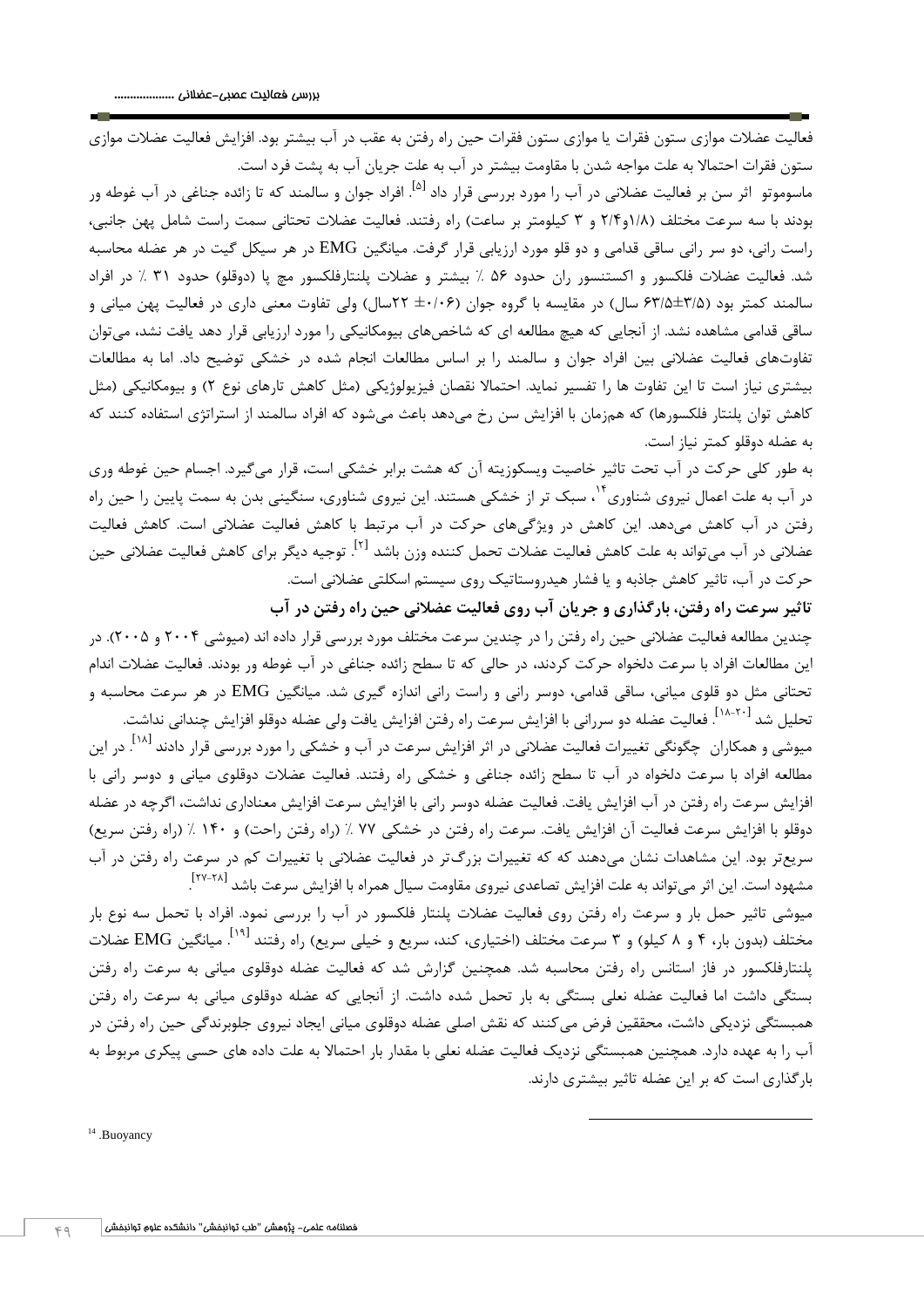فعالیت عضلات موازی ستون فقرات یا موازی ستون فقرات حین راه رفتن به عقب در آب بیشتر بود. افزایش فعالیت عضلات موازی ستون فقرات احتمالا به علت مواجه شدن با مقاومت بیشتر در آب به علت جریان آب به پشت فرد است.

ماسوموتو اثر سن بر فعالیت عضلانی در آب را مورد بررسی قرار داد [۵]. افراد جوان و سالمند که تا زائده جناغی در آب غوطه ور بودند با سه سرعت مختلف (۱/۸و۲/۴ و ۳ کیلومتر بر ساعت) راه رفتند. فعالیت عضلات تحتانی سمت راست شامل پهن جانبی، راست رانی، دو سر رانی ساقی قدامی و دو قلو مورد ارزیابی قرار گرفت. میانگین EMG در هر سیکل گیت در هر عضله محاسبه شد. فعالیت عضلات فلکسور و اکستنسور ران حدود ۵۶ ٪ بیشتر و عضلات پلنتارفلکسور مچ پا (دوقلو) حدود ۳۱ ٪ در افراد سالمند کمتر بود (۳/۵±۶۳/۵ سال) در مقایسه با گروه جوان (۰/۰۶ ± ۲۲سال) ولی تفاوت معنی داری در فعالیت پهن میانی و ساقی قدامی مشاهده نشد. از آنجایی که هیچ مطالعه ای که شاخص‌های بیومکانیکی را مورد ارزیابی قرار دهد یافت نشد، می‌توان تفاوت‌های فعالیت عضلانی بین افراد جوان و سالمند را بر اساس مطالعات انجام شده در خشکی توضیح داد. اما به مطالعات بیشتری نیاز است تا این تفاوت ها را تفسیر نماید. احتمالا نقصان فیزیولوژیکی (مثل کاهش تارهای نوع ۲) و بیومکانیکی (مثل کاهش توان پلنتار فلکسورها) که هم‌زمان با افزایش سن رخ می‌دهد باعث می‌شود که افراد سالمند از استراتژی استفاده کنند که به عضله دوقلو کمتر نیاز است.

به طور کلی حرکت در آب تحت تاثیر خاصیت ویسکوزیته آن که هشت برابر خشکی است، قرار می‌گیرد. اجسام حین غوطه وری در آب به علت اعمال نیروی شناوری[۱۴]، سبک تر از خشکی هستند. این نیروی شناوری، سنگینی بدن به سمت پایین را حین راه رفتن در آب کاهش می‌دهد. این کاهش در ویژگی‌های حرکت در آب مرتبط با کاهش فعالیت عضلانی است. کاهش فعالیت عضلانی در آب می‌تواند به علت کاهش فعالیت عضلات تحمل کننده وزن باشد [۲]. توجیه دیگر برای کاهش فعالیت عضلانی حین حرکت در آب، تاثیر کاهش جاذبه و یا فشار هیدروستاتیک روی سیستم اسکلتی عضلانی است.

### تاثیر سرعت راه رفتن، بارگذاری و جریان آب روی فعالیت عضلانی حین راه رفتن در آب

چندین مطالعه فعالیت عضلانی حین راه رفتن را در چندین سرعت مختلف مورد بررسی قرار داده اند (میوشی ۲۰۰۴ و ۲۰۰۵). در این مطالعات افراد با سرعت دلخواه حرکت کردند، در حالی که تا سطح زائده جناغی در آب غوطه ور بودند. فعالیت عضلات اندام تحتانی مثل دو قلوی میانی، ساقی قدامی، دوسر رانی و راست رانی اندازه گیری شد. میانگین EMG در هر سرعت محاسبه و تحلیل شد [۱۸-۲۰]. فعالیت عضله دو سررانی با افزایش سرعت راه رفتن افزایش یافت ولی عضله دوقلو افزایش چندانی نداشت.

میوشی و همکاران چگونگی تغییرات فعالیت عضلانی در اثر افزایش سرعت در آب و خشکی را مورد بررسی قرار دادند [۱۸]. در این مطالعه افراد با سرعت دلخواه در آب تا سطح زائده جناغی و خشکی راه رفتند. فعالیت عضلات دوقلوی میانی و دوسر رانی با افزایش سرعت راه رفتن در آب افزایش یافت. فعالیت عضله دوسر رانی با افزایش سرعت افزایش معناداری نداشت، اگرچه در عضله دوقلو با افزایش سرعت فعالیت آن افزایش یافت. سرعت راه رفتن در خشکی ۷۷ ٪ (راه رفتن راحت) و ۱۴۰ ٪ (راه رفتن سریع) سریع‌تر بود. این مشاهدات نشان می‌دهند که که تغییرات بزرگ‌تر در فعالیت عضلانی با تغییرات کم در سرعت راه رفتن در آب مشهود است. این اثر می‌تواند به علت افزایش تصاعدی نیروی مقاومت سیال همراه با افزایش سرعت باشد [۲۷-۲۸].

میوشی تاثیر حمل بار و سرعت راه رفتن روی فعالیت عضلات پلنتار فلکسور در آب را بررسی نمود. افراد با تحمل سه نوع بار مختلف (بدون بار، ۴ و ۸ کیلو) و ۳ سرعت مختلف (اختیاری، کند، سریع و خیلی سریع) راه رفتند [۱۹]. میانگین EMG عضلات پلنتارفلکسور در فاز استانس راه رفتن محاسبه شد. همچنین گزارش شد که فعالیت عضله دوقلوی میانی به سرعت راه رفتن بستگی داشت اما فعالیت عضله نعلی بستگی به بار تحمل شده داشت. از آنجایی که عضله دوقلوی میانی به سرعت راه رفتن همبستگی نزدیکی داشت، محققین فرض می‌کنند که نقش اصلی عضله دوقلوی میانی ایجاد نیروی جلوبرندگی حین راه رفتن در آب را به عهده دارد. همچنین همبستگی نزدیک فعالیت عضله نعلی با مقدار بار احتمالا به علت داده های حسی پیکری مربوط به بارگذاری است که بر این عضله تاثیر بیشتری دارند.

---

[14] .Buoyancy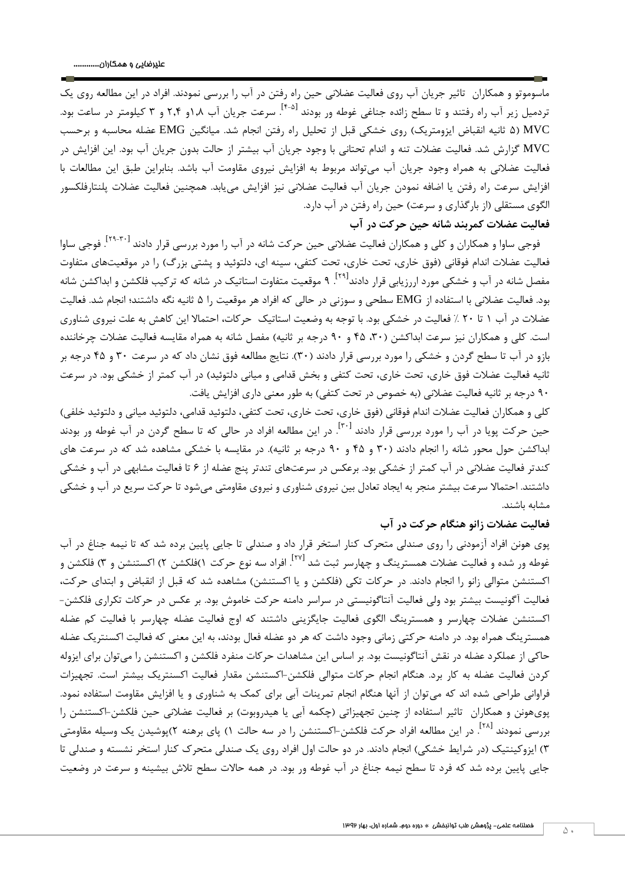ماسوموتو و همکاران تاثیر جریان آب روی فعالیت عضلانی حین راه رفتن در آب را بررسی نمودند. افراد در این مطالعه روی یک تردمیل زیر آب راه رفتند و تا سطح زائده جناغی غوطه ور بودند [۴-۵]. سرعت جریان آب ۱،۸و ۲،۴ و ۳ کیلومتر در ساعت بود. MVC (۵ ثانیه انقباض ایزومتریک) روی خشکی قبل از تحلیل راه رفتن انجام شد. میانگین EMG عضله محاسبه و برحسب MVC گزارش شد. فعالیت عضلات تنه و اندام تحتانی با وجود جریان آب بیشتر از حالت بدون جریان آب بود. این افزایش در فعالیت عضلانی به همراه وجود جریان آب می‌تواند مربوط به افزایش نیروی مقاومت آب باشد. بنابراین طبق این مطالعات با افزایش سرعت راه رفتن یا اضافه نمودن جریان آب فعالیت عضلانی نیز افزایش می‌یابد. همچنین فعالیت عضلات پلنتارفلکسور الگوی مستقلی (از بارگذاری و سرعت) حین راه رفتن در آب دارد.

### فعالیت عضلات کمربند شانه حین حرکت در آب

فوجی ساوا و همکاران و کلی و همکاران فعالیت عضلانی حین حرکت شانه در آب را مورد بررسی قرار دادند [۳۰-۲۹]. فوجی ساوا فعالیت عضلات اندام فوقانی (فوق خاری، تحت خاری، تحت کتفی، سینه ای، دلتوئید و پشتی بزرگ) را در موقعیت‌های متفاوت مفصل شانه در آب و خشکی مورد ارزیابی قرار دادند[۲۹]. ۹ موقعیت متفاوت استاتیک در شانه که ترکیب فلکشن و ابداکشن شانه بود. فعالیت عضلانی با استفاده از EMG سطحی و سوزنی در حالی که افراد هر موقعیت را ۵ ثانیه نگه داشتند؛ انجام شد. فعالیت عضلات در آب ۱ تا ۲۰ ٪ فعالیت در خشکی بود. با توجه به وضعیت استاتیک حرکات، احتمالا این کاهش به علت نیروی شناوری است. کلی و همکاران نیز سرعت ابداکشن (۳۰، ۴۵ و ۹۰ درجه بر ثانیه) مفصل شانه به همراه مقایسه فعالیت عضلات چرخاننده بازو در آب تا سطح گردن و خشکی را مورد بررسی قرار دادند (۳۰). نتایج مطالعه فوق نشان داد که در سرعت ۳۰ و ۴۵ درجه بر ثانیه فعالیت عضلات فوق خاری، تحت خاری، تحت کتفی و بخش قدامی و میانی دلتوئید) در آب کمتر از خشکی بود. در سرعت ۹۰ درجه بر ثانیه فعالیت عضلانی (به خصوص در تحت کتفی) به طور معنی داری افزایش یافت.

کلی و همکاران فعالیت عضلات اندام فوقانی (فوق خاری، تحت خاری، تحت کتفی، دلتوئید قدامی، دلتوئید میانی و دلتوئید خلفی) حین حرکت پویا در آب را مورد بررسی قرار دادند [۳۰]. در این مطالعه افراد در حالی که تا سطح گردن در آب غوطه ور بودند ابداکشن حول محور شانه را انجام دادند (۳۰ و ۴۵ و ۹۰ درجه بر ثانیه). در مقایسه با خشکی مشاهده شد که در سرعت های کندتر فعالیت عضلانی در آب کمتر از خشکی بود. برعکس در سرعت‌های تندتر پنج عضله از ۶ تا فعالیت مشابهی در آب و خشکی داشتند. احتمالا سرعت بیشتر منجر به ایجاد تعادل بین نیروی شناوری و نیروی مقاومتی می‌شود تا حرکت سریع در آب و خشکی مشابه باشند.

### فعالیت عضلات زانو هنگام حرکت در آب

پوی هونن افراد آزمودنی را روی صندلی متحرک کنار استخر قرار داد و صندلی تا جایی پایین برده شد که تا نیمه جناغ در آب غوطه ور شده و فعالیت عضلات همسترینگ و چهارسر ثبت شد [۲۷]. افراد سه نوع حرکت ۱)فلکشن ۲) اکستنشن و ۳) فلکشن و اکستنشن متوالی زانو را انجام دادند. در حرکات تکی (فلکشن و یا اکستنشن) مشاهده شد که قبل از انقباض و ابتدای حرکت، فعالیت آگونیست بیشتر بود ولی فعالیت آنتاگونیستی در سراسر دامنه حرکت خاموش بود. بر عکس در حرکات تکراری فلکشن-اکستنشن عضلات چهارسر و همسترینگ الگوی فعالیت جایگزینی داشتند که اوج فعالیت عضله چهارسر با فعالیت کم عضله همسترینگ همراه بود. در دامنه حرکتی زمانی وجود داشت که هر دو عضله فعال بودند، به این معنی که فعالیت اکسنتریک عضله حاکی از عملکرد عضله در نقش آنتاگونیست بود. بر اساس این مشاهدات حرکات منفرد فلکشن و اکستنشن را می‌توان برای ایزوله کردن فعالیت عضله به کار برد. هنگام انجام حرکات متوالی فلکشن-اکستنشن مقدار فعالیت اکسنتریک بیشتر است. تجهیزات فراوانی طراحی شده اند که می‌توان از آنها هنگام انجام تمرینات آبی برای کمک به شناوری و یا افزایش مقاومت استفاده نمود. پوی‌هونن و همکاران تاثیر استفاده از چنین تجهیزاتی (چکمه آبی یا هیدروبوت) بر فعالیت عضلانی حین فلکشن-اکستنشن را بررسی نمودند [۲۸]. در این مطالعه افراد حرکت فلکشن-اکستنشن را در سه حالت ۱) پای برهنه ۲)پوشیدن یک وسیله مقاومتی ۳) ایزوکینتیک (در شرایط خشکی) انجام دادند. در دو حالت اول افراد روی یک صندلی متحرک کنار استخر نشسته و صندلی تا جایی پایین برده شد که فرد تا سطح نیمه جناغ در آب غوطه ور بود. در همه حالات سطح تلاش بیشینه و سرعت در وضعیت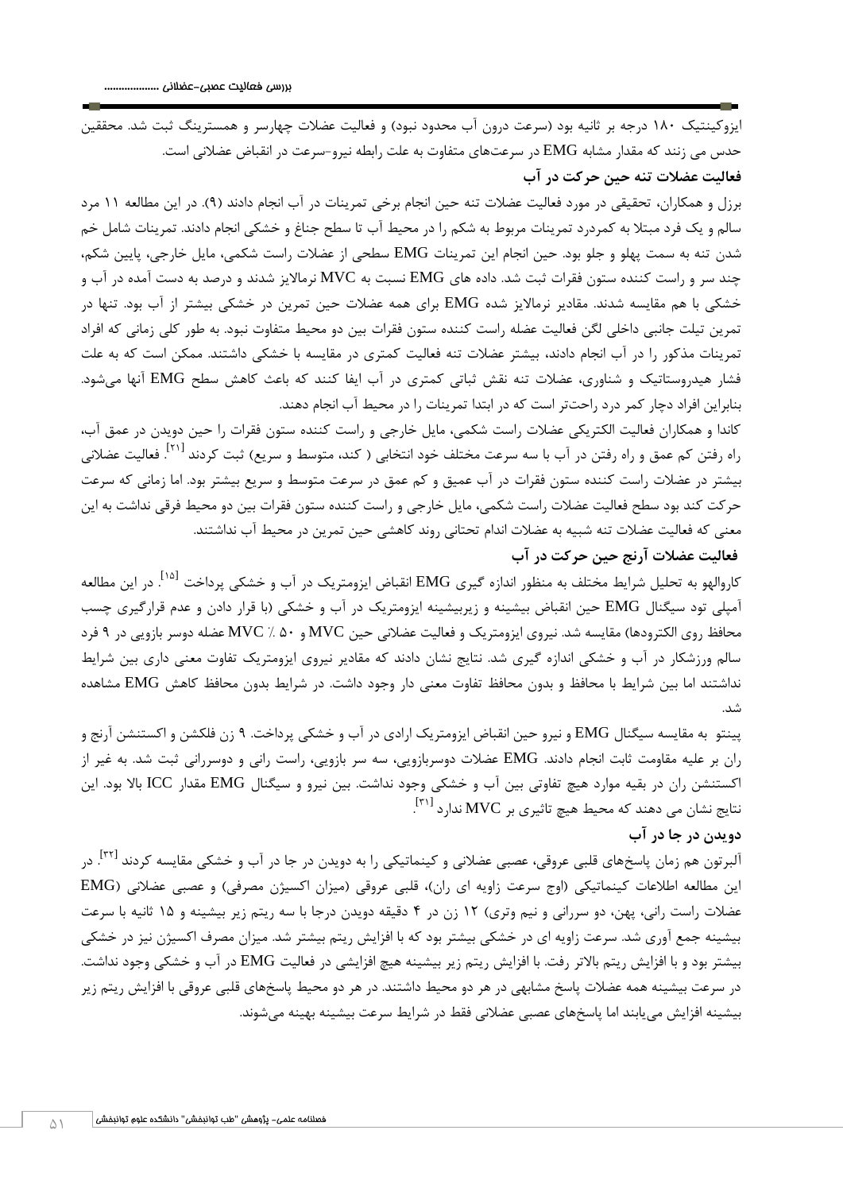ایزوکینتیک ۱۸۰ درجه بر ثانیه بود (سرعت درون آب محدود نبود) و فعالیت عضلات چهارسر و همسترینگ ثبت شد. محققین حدس می زنند که مقدار مشابه EMG در سرعت‌های متفاوت به علت رابطه نیرو-سرعت در انقباض عضلانی است.

### فعالیت عضلات تنه حین حرکت در آب

برزل و همکاران، تحقیقی در مورد فعالیت عضلات تنه حین انجام برخی تمرینات در آب انجام دادند (۹). در این مطالعه ۱۱ مرد سالم و یک فرد مبتلا به کمردرد تمرینات مربوط به شکم را در محیط آب تا سطح جناغ و خشکی انجام دادند. تمرینات شامل خم شدن تنه به سمت پهلو و جلو بود. حین انجام این تمرینات EMG سطحی از عضلات راست شکمی، مایل خارجی، پایین شکم، چند سر و راست کننده ستون فقرات ثبت شد. داده های EMG نسبت به MVC نرمالایز شدند و درصد به دست آمده در آب و خشکی با هم مقایسه شدند. مقادیر نرمالایز شده EMG برای همه عضلات حین تمرین در خشکی بیشتر از آب بود. تنها در تمرین تیلت جانبی داخلی لگن فعالیت عضله راست کننده ستون فقرات بین دو محیط متفاوت نبود. به طور کلی زمانی که افراد تمرینات مذکور را در آب انجام دادند، بیشتر عضلات تنه فعالیت کمتری در مقایسه با خشکی داشتند. ممکن است که به علت فشار هیدروستاتیک و شناوری، عضلات تنه نقش ثباتی کمتری در آب ایفا کنند که باعث کاهش سطح EMG آنها می‌شود. بنابراین افراد دچار کمر درد راحت‌تر است که در ابتدا تمرینات را در محیط آب انجام دهند.

کاندا و همکاران فعالیت الکتریکی عضلات راست شکمی، مایل خارجی و راست کننده ستون فقرات را حین دویدن در عمق آب، راه رفتن کم عمق و راه رفتن در آب با سه سرعت مختلف خود انتخابی ( کند، متوسط و سریع) ثبت کردند [۲۱]. فعالیت عضلانی بیشتر در عضلات راست کننده ستون فقرات در آب عمیق و کم عمق در سرعت متوسط و سریع بیشتر بود. اما زمانی که سرعت حرکت کند بود سطح فعالیت عضلات راست شکمی، مایل خارجی و راست کننده ستون فقرات بین دو محیط فرقی نداشت به این معنی که فعالیت عضلات تنه شبیه به عضلات اندام تحتانی روند کاهشی حین تمرین در محیط آب نداشتند.

### فعالیت عضلات آرنج حین حرکت در آب

کاروالهو به تحلیل شرایط مختلف به منظور اندازه گیری EMG انقباض ایزومتریک در آب و خشکی پرداخت [۱۵]. در این مطالعه آمپلی تود سیگنال EMG حین انقباض بیشینه و زیربیشینه ایزومتریک در آب و خشکی (با قرار دادن و عدم قرارگیری چسب محافظ روی الکترودها) مقایسه شد. نیروی ایزومتریک و فعالیت عضلانی حین MVC و ۵۰ ٪ MVC عضله دوسر بازویی در ۹ فرد سالم ورزشکار در آب و خشکی اندازه گیری شد. نتایج نشان دادند که مقادیر نیروی ایزومتریک تفاوت معنی داری بین شرایط نداشتند اما بین شرایط با محافظ و بدون محافظ تفاوت معنی دار وجود داشت. در شرایط بدون محافظ کاهش EMG مشاهده شد.

پینتو به مقایسه سیگنال EMG و نیرو حین انقباض ایزومتریک ارادی در آب و خشکی پرداخت. ۹ زن فلکشن و اکستنشن آرنج و ران بر علیه مقاومت ثابت انجام دادند. EMG عضلات دوسربازویی، سه سر بازویی، راست رانی و دوسررانی ثبت شد. به غیر از اکستنشن ران در بقیه موارد هیچ تفاوتی بین آب و خشکی وجود نداشت. بین نیرو و سیگنال EMG مقدار ICC بالا بود. این نتایج نشان می دهند که محیط هیچ تاثیری بر MVC ندارد [۳۱].

### دویدن در جا در آب

آلبرتون هم زمان پاسخ‌های قلبی عروقی، عصبی عضلانی و کینماتیکی را به دویدن در جا در آب و خشکی مقایسه کردند [۳۲]. در این مطالعه اطلاعات کینماتیکی (اوج سرعت زاویه ای ران)، قلبی عروقی (میزان اکسیژن مصرفی) و عصبی عضلانی (EMG عضلات راست رانی، پهن، دو سررانی و نیم وتری) ۱۲ زن در ۴ دقیقه دویدن درجا با سه ریتم زیر بیشینه و ۱۵ ثانیه با سرعت بیشینه جمع آوری شد. سرعت زاویه ای در خشکی بیشتر بود که با افزایش ریتم بیشتر شد. میزان مصرف اکسیژن نیز در خشکی بیشتر بود و با افزایش ریتم بالاتر رفت. با افزایش ریتم زیر بیشینه هیچ افزایشی در فعالیت EMG در آب و خشکی وجود نداشت. در سرعت بیشینه همه عضلات پاسخ مشابهی در هر دو محیط داشتند. در هر دو محیط پاسخ‌های قلبی عروقی با افزایش ریتم زیر بیشینه افزایش می‌یابند اما پاسخ‌های عصبی عضلانی فقط در شرایط سرعت بیشینه بهینه می‌شوند.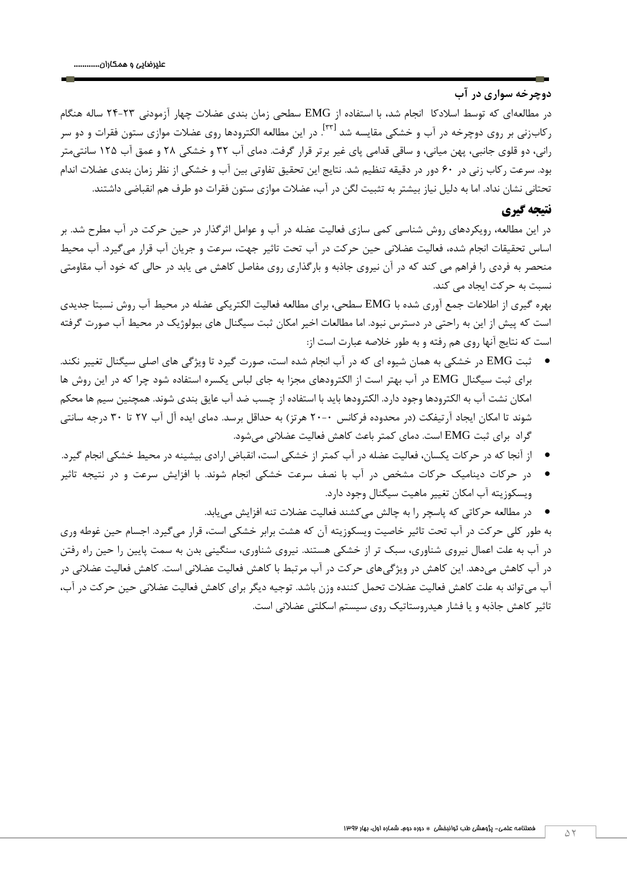### دوچرخه سواری در آب

در مطالعه‌ای که توسط اسلادکا انجام شد، با استفاده از EMG سطحی زمان بندی عضلات چهار آزمودنی ۲۳-۲۴ ساله هنگام رکاب‌زنی بر روی دوچرخه در آب و خشکی مقایسه شد [۳۳]. در این مطالعه الکترودها روی عضلات موازی ستون فقرات و دو سر رانی، دو قلوی جانبی، پهن میانی، و ساقی قدامی پای غیر برتر قرار گرفت. دمای آب ۳۲ و خشکی ۲۸ و عمق آب ۱۲۵ سانتی‌متر بود. سرعت رکاب زنی در ۶۰ دور در دقیقه تنظیم شد. نتایج این تحقیق تفاوتی بین آب و خشکی از نظر زمان بندی عضلات اندام تحتانی نشان نداد. اما به دلیل نیاز بیشتر به تثبیت لگن در آب، عضلات موازی ستون فقرات دو طرف هم انقباضی داشتند.

## نتیجه گیری

در این مطالعه، رویکردهای روش شناسی کمی سازی فعالیت عضله در آب و عوامل اثرگذار در حین حرکت در آب مطرح شد. بر اساس تحقیقات انجام شده، فعالیت عضلانی حین حرکت در آب تحت تاثیر جهت، سرعت و جریان آب قرار می‌گیرد. آب محیط منحصر به فردی را فراهم می کند که در آن نیروی جاذبه و بارگذاری روی مفاصل کاهش می یابد در حالی که خود آب مقاومتی نسبت به حرکت ایجاد می کند.

بهره گیری از اطلاعات جمع آوری شده با EMG سطحی، برای مطالعه فعالیت الکتریکی عضله در محیط آب روش نسبتا جدیدی است که پیش از این به راحتی در دسترس نبود. اما مطالعات اخیر امکان ثبت سیگنال های بیولوژیک در محیط آب صورت گرفته است که نتایج آنها روی هم رفته و به طور خلاصه عبارت است از:

- ثبت EMG در خشکی به همان شیوه ای که در آب انجام شده است، صورت گیرد تا ویژگی های اصلی سیگنال تغییر نکند. برای ثبت سیگنال EMG در آب بهتر است از الکترودهای مجزا به جای لباس یکسره استفاده شود چرا که در این روش ها امکان نشت آب به الکترودها وجود دارد. الکترودها باید با استفاده از چسب ضد آب عایق بندی شوند. همچنین سیم ها محکم شوند تا امکان ایجاد آرتیفکت (در محدوده فرکانس ۰-۲۰ هرتز) به حداقل برسد. دمای ایده آل آب ۲۷ تا ۳۰ درجه سانتی گراد برای ثبت EMG است. دمای کمتر باعث کاهش فعالیت عضلانی می‌شود.
- از آنجا که در حرکات یکسان، فعالیت عضله در آب کمتر از خشکی است، انقباض ارادی بیشینه در محیط خشکی انجام گیرد.
- در حرکات دینامیک حرکات مشخص در آب با نصف سرعت خشکی انجام شوند. با افزایش سرعت و در نتیجه تاثیر ویسکوزیته آب امکان تغییر ماهیت سیگنال وجود دارد.
- در مطالعه حرکاتی که پاسچر را به چالش می‌کشند فعالیت عضلات تنه افزایش می‌یابد.

به طور کلی حرکت در آب تحت تاثیر خاصیت ویسکوزیته آن که هشت برابر خشکی است، قرار می‌گیرد. اجسام حین غوطه وری در آب به علت اعمال نیروی شناوری، سبک تر از خشکی هستند. نیروی شناوری، سنگینی بدن به سمت پایین را حین راه رفتن در آب کاهش می‌دهد. این کاهش در ویژگی‌های حرکت در آب مرتبط با کاهش فعالیت عضلانی است. کاهش فعالیت عضلانی در آب می‌تواند به علت کاهش فعالیت عضلات تحمل کننده وزن باشد. توجیه دیگر برای کاهش فعالیت عضلانی حین حرکت در آب، تاثیر کاهش جاذبه و یا فشار هیدروستاتیک روی سیستم اسکلتی عضلانی است.